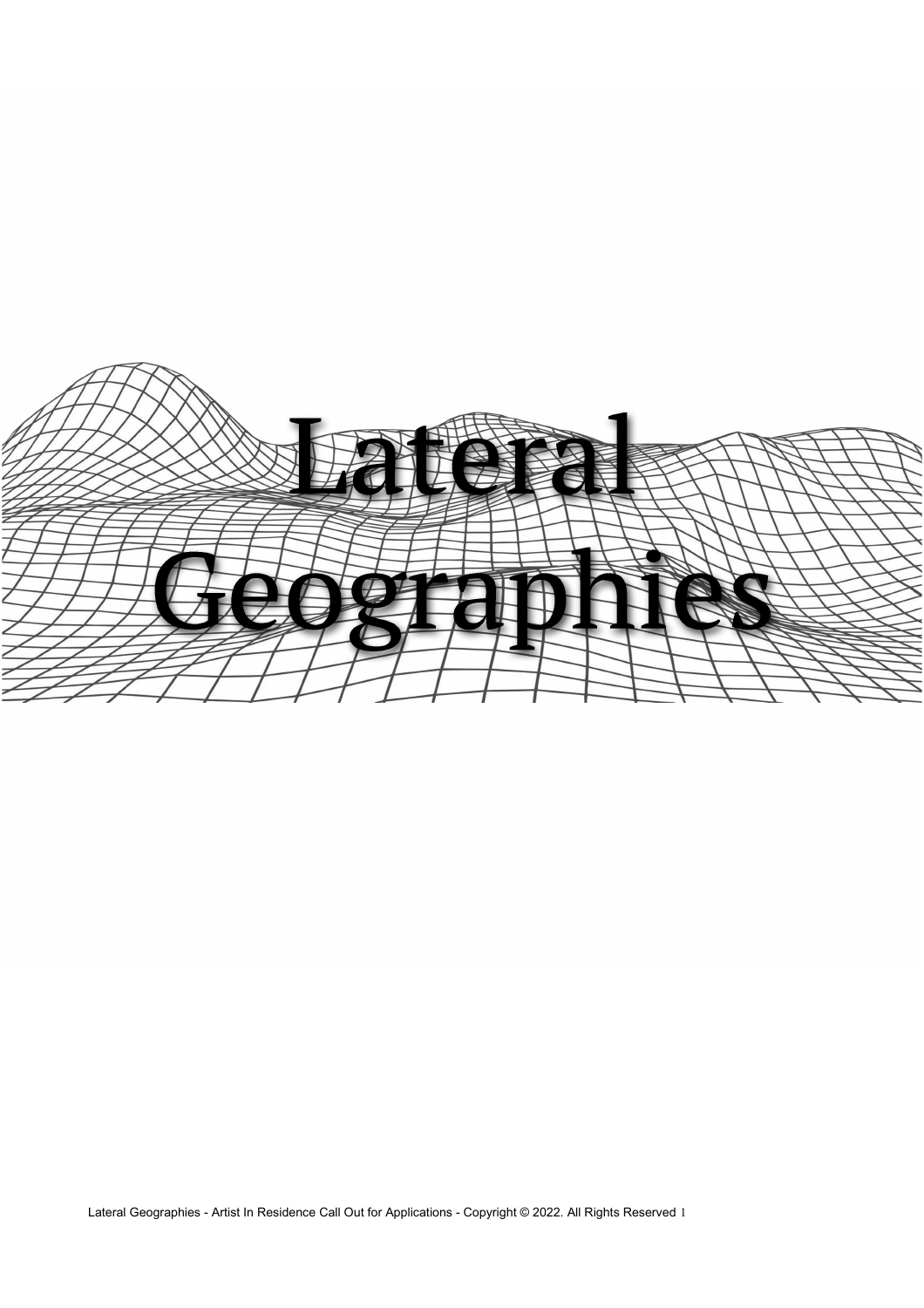# Lateral Geographies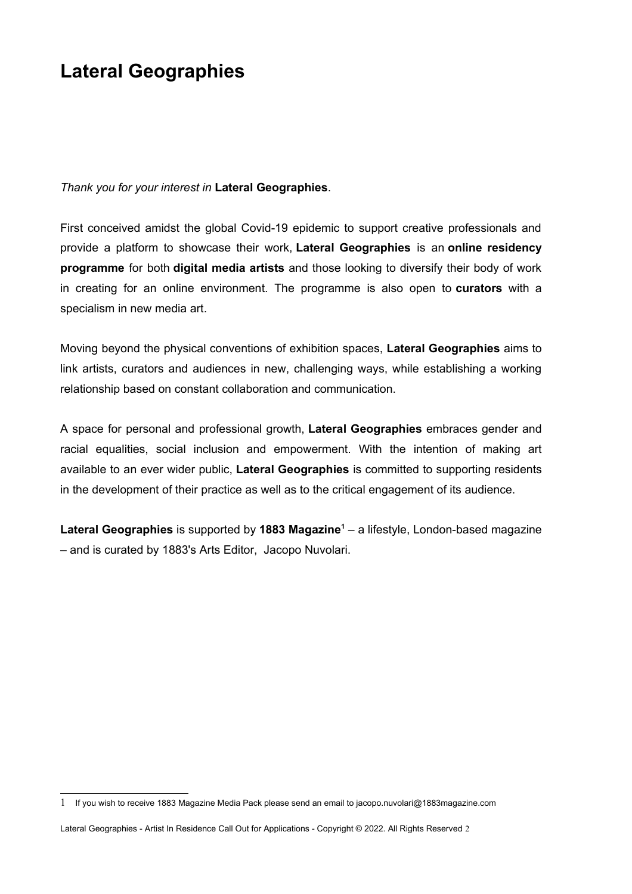# Lateral Geographies

*Thank you for your interest in* **Lateral Geographies**.

First conceived amidst the global Covid-19 epidemic to support creative professionals and provide a platform to showcase their work, **Lateral Geographies** is an **online residency programme** for both **digital media artists** and those looking to diversify their body of work in creating for an online environment. The programme is also open to **curators** with a specialism in new media art.

Moving beyond the physical conventions of exhibition spaces, **Lateral Geographies** aims to link artists, curators and audiences in new, challenging ways, while establishing a working relationship based on constant collaboration and communication.

A space for personal and professional growth, **Lateral Geographies** embraces gender and racial equalities, social inclusion and empowerment. With the intention of making art available to an ever wider public, **Lateral Geographies** is committed to supporting residents in the development of their practice as well as to the critical engagement of its audience.

**Lateral Geographies** is supported by **1883 Magazine**[1] – a lifestyle, London-based magazine – and is curated by 1883's Arts Editor, Jacopo Nuvolari.

[1] If you wish to receive 1883 Magazine Media Pack please send an email to jacopo.nuvolari@1883magazine.com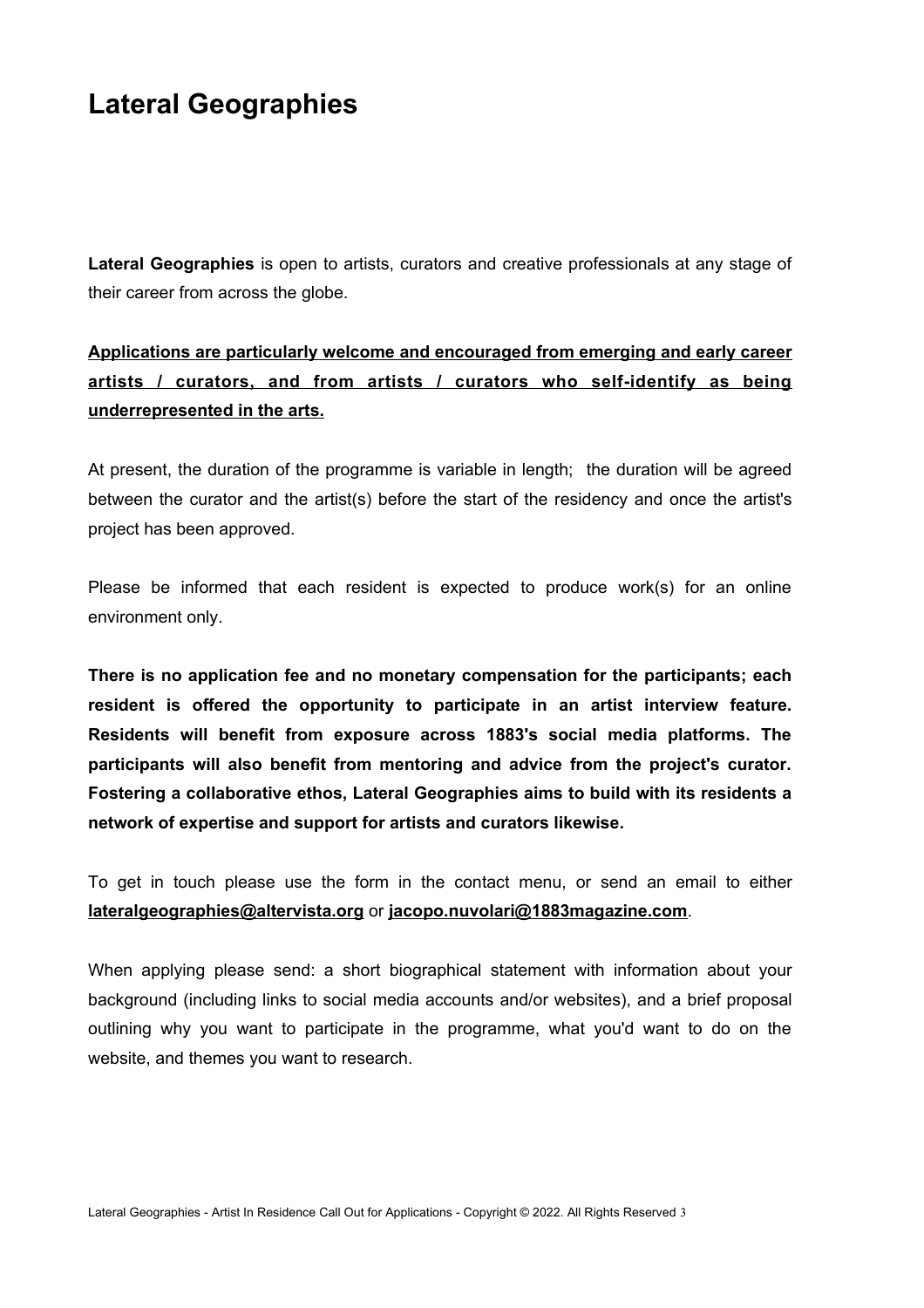# Lateral Geographies

**Lateral Geographies** is open to artists, curators and creative professionals at any stage of their career from across the globe.

**Applications are particularly welcome and encouraged from emerging and early career artists / curators, and from artists / curators who self-identify as being underrepresented in the arts.**

At present, the duration of the programme is variable in length; the duration will be agreed between the curator and the artist(s) before the start of the residency and once the artist's project has been approved.

Please be informed that each resident is expected to produce work(s) for an online environment only.

**There is no application fee and no monetary compensation for the participants; each resident is offered the opportunity to participate in an artist interview feature. Residents will benefit from exposure across 1883's social media platforms. The participants will also benefit from mentoring and advice from the project's curator. Fostering a collaborative ethos, Lateral Geographies aims to build with its residents a network of expertise and support for artists and curators likewise.**

To get in touch please use the form in the contact menu, or send an email to either **lateralgeographies@altervista.org** or **jacopo.nuvolari@1883magazine.com**.

When applying please send: a short biographical statement with information about your background (including links to social media accounts and/or websites), and a brief proposal outlining why you want to participate in the programme, what you'd want to do on the website, and themes you want to research.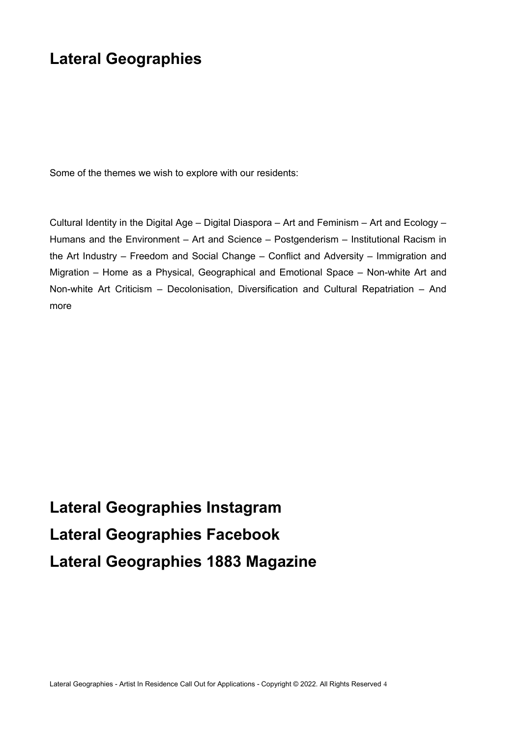# Lateral Geographies

Some of the themes we wish to explore with our residents:

Cultural Identity in the Digital Age – Digital Diaspora – Art and Feminism – Art and Ecology – Humans and the Environment – Art and Science – Postgenderism – Institutional Racism in the Art Industry – Freedom and Social Change – Conflict and Adversity – Immigration and Migration – Home as a Physical, Geographical and Emotional Space – Non-white Art and Non-white Art Criticism – Decolonisation, Diversification and Cultural Repatriation – And more

## Lateral Geographies Instagram

## Lateral Geographies Facebook

## Lateral Geographies 1883 Magazine